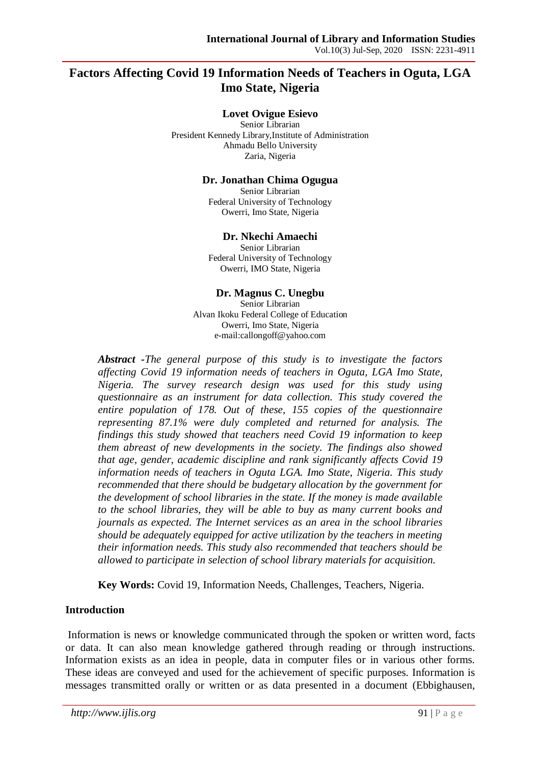# Factors Affecting Covid 19 Information Needs of Teachers in Oguta, LGA Imo State, Nigeria

**Lovet Ovigue Esievo**
Senior Librarian
President Kennedy Library,Institute of Administration
Ahmadu Bello University
Zaria, Nigeria

**Dr. Jonathan Chima Ogugua**
Senior Librarian
Federal University of Technology
Owerri, Imo State, Nigeria

**Dr. Nkechi Amaechi**
Senior Librarian
Federal University of Technology
Owerri, IMO State, Nigeria

**Dr. Magnus C. Unegbu**
Senior Librarian
Alvan Ikoku Federal College of Education
Owerri, Imo State, Nigeria
e-mail:callongoff@yahoo.com

***Abstract*** *-The general purpose of this study is to investigate the factors affecting Covid 19 information needs of teachers in Oguta, LGA Imo State, Nigeria. The survey research design was used for this study using questionnaire as an instrument for data collection. This study covered the entire population of 178. Out of these, 155 copies of the questionnaire representing 87.1% were duly completed and returned for analysis. The findings this study showed that teachers need Covid 19 information to keep them abreast of new developments in the society. The findings also showed that age, gender, academic discipline and rank significantly affects Covid 19 information needs of teachers in Oguta LGA. Imo State, Nigeria. This study recommended that there should be budgetary allocation by the government for the development of school libraries in the state. If the money is made available to the school libraries, they will be able to buy as many current books and journals as expected. The Internet services as an area in the school libraries should be adequately equipped for active utilization by the teachers in meeting their information needs. This study also recommended that teachers should be allowed to participate in selection of school library materials for acquisition.*

**Key Words:** Covid 19, Information Needs, Challenges, Teachers, Nigeria.

## Introduction

Information is news or knowledge communicated through the spoken or written word, facts or data. It can also mean knowledge gathered through reading or through instructions. Information exists as an idea in people, data in computer files or in various other forms. These ideas are conveyed and used for the achievement of specific purposes. Information is messages transmitted orally or written or as data presented in a document (Ebbighausen,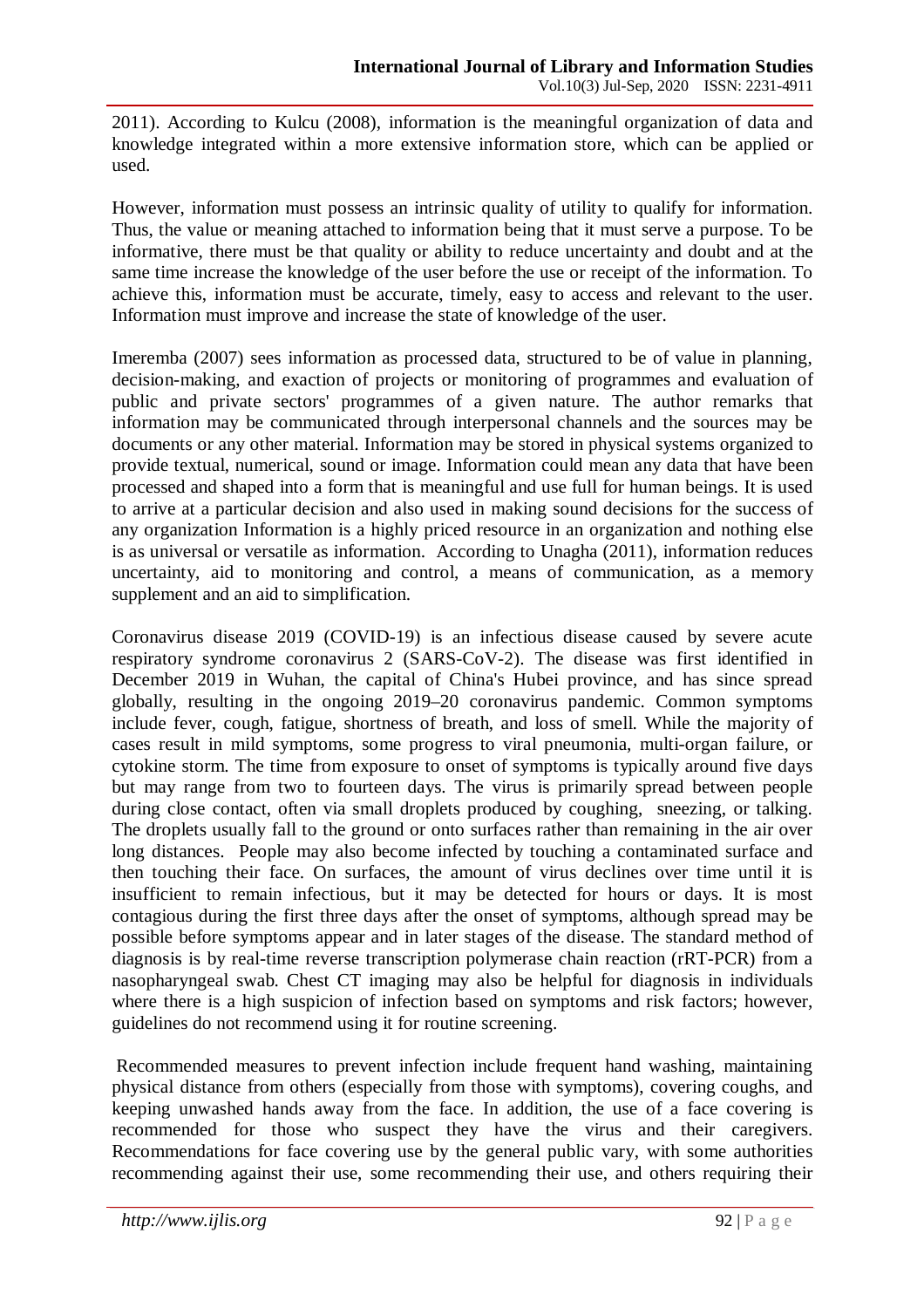2011). According to Kulcu (2008), information is the meaningful organization of data and knowledge integrated within a more extensive information store, which can be applied or used.

However, information must possess an intrinsic quality of utility to qualify for information. Thus, the value or meaning attached to information being that it must serve a purpose. To be informative, there must be that quality or ability to reduce uncertainty and doubt and at the same time increase the knowledge of the user before the use or receipt of the information. To achieve this, information must be accurate, timely, easy to access and relevant to the user. Information must improve and increase the state of knowledge of the user.

Imeremba (2007) sees information as processed data, structured to be of value in planning, decision-making, and exaction of projects or monitoring of programmes and evaluation of public and private sectors' programmes of a given nature. The author remarks that information may be communicated through interpersonal channels and the sources may be documents or any other material. Information may be stored in physical systems organized to provide textual, numerical, sound or image. Information could mean any data that have been processed and shaped into a form that is meaningful and use full for human beings. It is used to arrive at a particular decision and also used in making sound decisions for the success of any organization Information is a highly priced resource in an organization and nothing else is as universal or versatile as information. According to Unagha (2011), information reduces uncertainty, aid to monitoring and control, a means of communication, as a memory supplement and an aid to simplification.

Coronavirus disease 2019 (COVID-19) is an infectious disease caused by severe acute respiratory syndrome coronavirus 2 (SARS-CoV-2). The disease was first identified in December 2019 in Wuhan, the capital of China's Hubei province, and has since spread globally, resulting in the ongoing 2019–20 coronavirus pandemic. Common symptoms include fever, cough, fatigue, shortness of breath, and loss of smell. While the majority of cases result in mild symptoms, some progress to viral pneumonia, multi-organ failure, or cytokine storm. The time from exposure to onset of symptoms is typically around five days but may range from two to fourteen days. The virus is primarily spread between people during close contact, often via small droplets produced by coughing, sneezing, or talking. The droplets usually fall to the ground or onto surfaces rather than remaining in the air over long distances. People may also become infected by touching a contaminated surface and then touching their face. On surfaces, the amount of virus declines over time until it is insufficient to remain infectious, but it may be detected for hours or days. It is most contagious during the first three days after the onset of symptoms, although spread may be possible before symptoms appear and in later stages of the disease. The standard method of diagnosis is by real-time reverse transcription polymerase chain reaction (rRT-PCR) from a nasopharyngeal swab. Chest CT imaging may also be helpful for diagnosis in individuals where there is a high suspicion of infection based on symptoms and risk factors; however, guidelines do not recommend using it for routine screening.

Recommended measures to prevent infection include frequent hand washing, maintaining physical distance from others (especially from those with symptoms), covering coughs, and keeping unwashed hands away from the face. In addition, the use of a face covering is recommended for those who suspect they have the virus and their caregivers. Recommendations for face covering use by the general public vary, with some authorities recommending against their use, some recommending their use, and others requiring their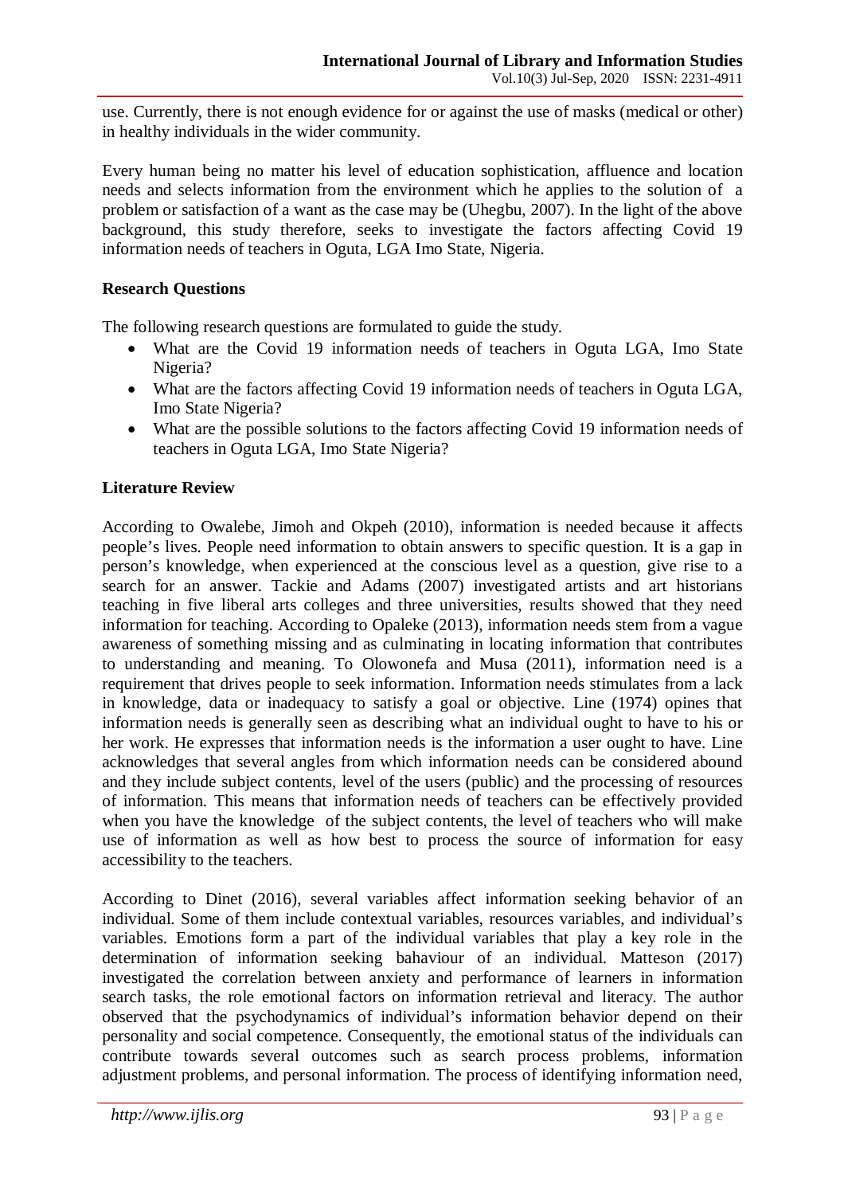use. Currently, there is not enough evidence for or against the use of masks (medical or other) in healthy individuals in the wider community.

Every human being no matter his level of education sophistication, affluence and location needs and selects information from the environment which he applies to the solution of a problem or satisfaction of a want as the case may be (Uhegbu, 2007). In the light of the above background, this study therefore, seeks to investigate the factors affecting Covid 19 information needs of teachers in Oguta, LGA Imo State, Nigeria.

## Research Questions

The following research questions are formulated to guide the study.

- What are the Covid 19 information needs of teachers in Oguta LGA, Imo State Nigeria?
- What are the factors affecting Covid 19 information needs of teachers in Oguta LGA, Imo State Nigeria?
- What are the possible solutions to the factors affecting Covid 19 information needs of teachers in Oguta LGA, Imo State Nigeria?

## Literature Review

According to Owalebe, Jimoh and Okpeh (2010), information is needed because it affects people's lives. People need information to obtain answers to specific question. It is a gap in person's knowledge, when experienced at the conscious level as a question, give rise to a search for an answer. Tackie and Adams (2007) investigated artists and art historians teaching in five liberal arts colleges and three universities, results showed that they need information for teaching. According to Opaleke (2013), information needs stem from a vague awareness of something missing and as culminating in locating information that contributes to understanding and meaning. To Olowonefa and Musa (2011), information need is a requirement that drives people to seek information. Information needs stimulates from a lack in knowledge, data or inadequacy to satisfy a goal or objective. Line (1974) opines that information needs is generally seen as describing what an individual ought to have to his or her work. He expresses that information needs is the information a user ought to have. Line acknowledges that several angles from which information needs can be considered abound and they include subject contents, level of the users (public) and the processing of resources of information. This means that information needs of teachers can be effectively provided when you have the knowledge of the subject contents, the level of teachers who will make use of information as well as how best to process the source of information for easy accessibility to the teachers.

According to Dinet (2016), several variables affect information seeking behavior of an individual. Some of them include contextual variables, resources variables, and individual's variables. Emotions form a part of the individual variables that play a key role in the determination of information seeking bahaviour of an individual. Matteson (2017) investigated the correlation between anxiety and performance of learners in information search tasks, the role emotional factors on information retrieval and literacy. The author observed that the psychodynamics of individual's information behavior depend on their personality and social competence. Consequently, the emotional status of the individuals can contribute towards several outcomes such as search process problems, information adjustment problems, and personal information. The process of identifying information need,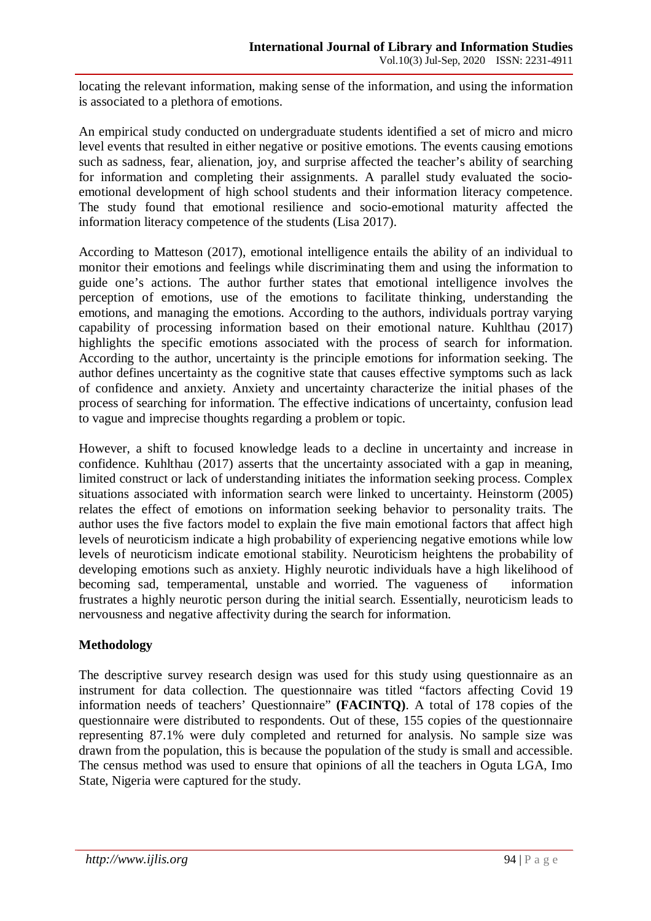locating the relevant information, making sense of the information, and using the information is associated to a plethora of emotions.

An empirical study conducted on undergraduate students identified a set of micro and micro level events that resulted in either negative or positive emotions. The events causing emotions such as sadness, fear, alienation, joy, and surprise affected the teacher's ability of searching for information and completing their assignments. A parallel study evaluated the socio-emotional development of high school students and their information literacy competence. The study found that emotional resilience and socio-emotional maturity affected the information literacy competence of the students (Lisa 2017).

According to Matteson (2017), emotional intelligence entails the ability of an individual to monitor their emotions and feelings while discriminating them and using the information to guide one's actions. The author further states that emotional intelligence involves the perception of emotions, use of the emotions to facilitate thinking, understanding the emotions, and managing the emotions. According to the authors, individuals portray varying capability of processing information based on their emotional nature. Kuhlthau (2017) highlights the specific emotions associated with the process of search for information. According to the author, uncertainty is the principle emotions for information seeking. The author defines uncertainty as the cognitive state that causes effective symptoms such as lack of confidence and anxiety. Anxiety and uncertainty characterize the initial phases of the process of searching for information. The effective indications of uncertainty, confusion lead to vague and imprecise thoughts regarding a problem or topic.

However, a shift to focused knowledge leads to a decline in uncertainty and increase in confidence. Kuhlthau (2017) asserts that the uncertainty associated with a gap in meaning, limited construct or lack of understanding initiates the information seeking process. Complex situations associated with information search were linked to uncertainty. Heinstorm (2005) relates the effect of emotions on information seeking behavior to personality traits. The author uses the five factors model to explain the five main emotional factors that affect high levels of neuroticism indicate a high probability of experiencing negative emotions while low levels of neuroticism indicate emotional stability. Neuroticism heightens the probability of developing emotions such as anxiety. Highly neurotic individuals have a high likelihood of becoming sad, temperamental, unstable and worried. The vagueness of information frustrates a highly neurotic person during the initial search. Essentially, neuroticism leads to nervousness and negative affectivity during the search for information.

## Methodology

The descriptive survey research design was used for this study using questionnaire as an instrument for data collection. The questionnaire was titled "factors affecting Covid 19 information needs of teachers' Questionnaire" **(FACINTQ)**. A total of 178 copies of the questionnaire were distributed to respondents. Out of these, 155 copies of the questionnaire representing 87.1% were duly completed and returned for analysis. No sample size was drawn from the population, this is because the population of the study is small and accessible. The census method was used to ensure that opinions of all the teachers in Oguta LGA, Imo State, Nigeria were captured for the study.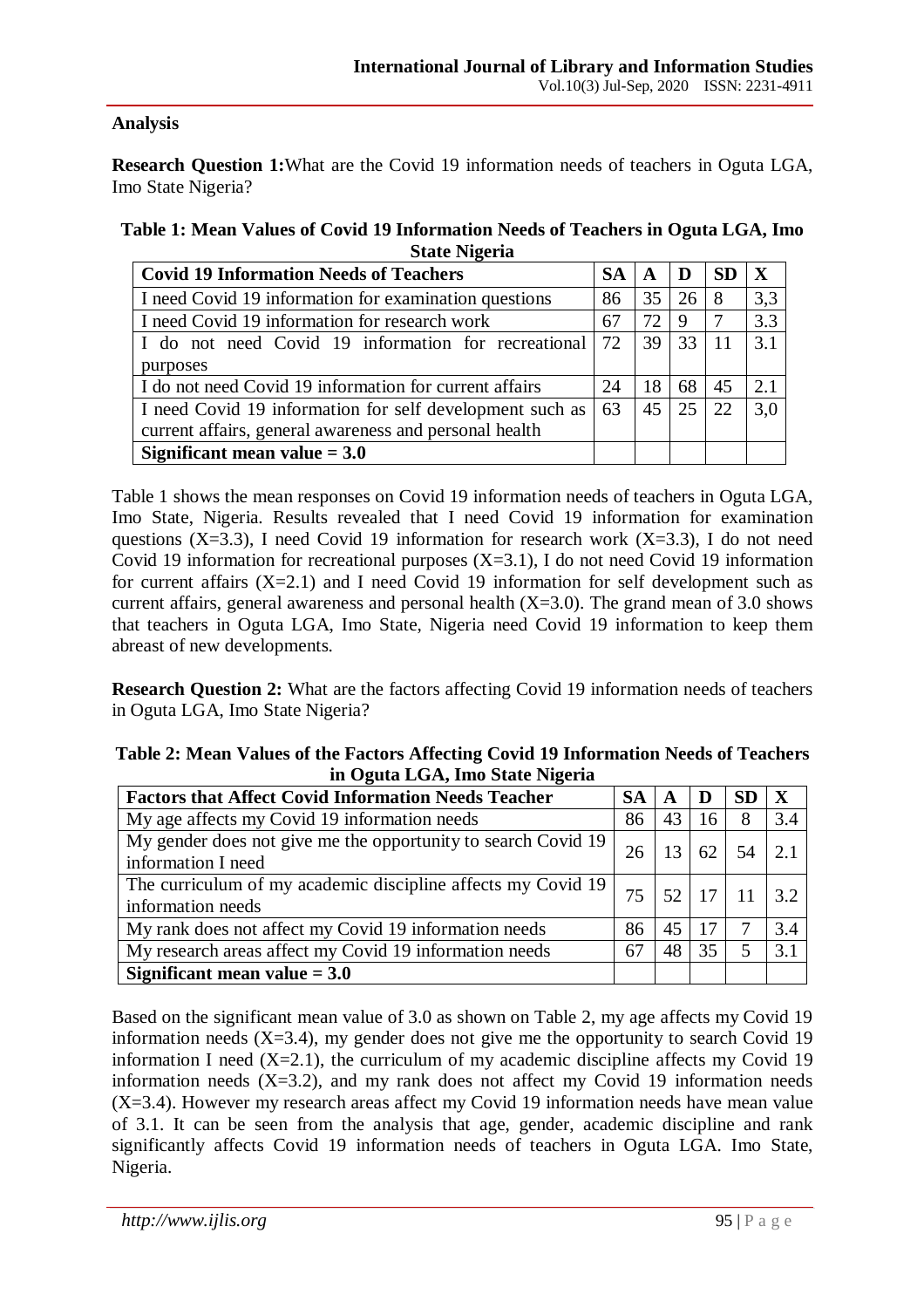**Analysis**

**Research Question 1:** What are the Covid 19 information needs of teachers in Oguta LGA, Imo State Nigeria?

**Table 1: Mean Values of Covid 19 Information Needs of Teachers in Oguta LGA, Imo State Nigeria**

| Covid 19 Information Needs of Teachers | SA | A | D | SD | X |
|---|---|---|---|---|---|
| I need Covid 19 information for examination questions | 86 | 35 | 26 | 8 | 3,3 |
| I need Covid 19 information for research work | 67 | 72 | 9 | 7 | 3.3 |
| I do not need Covid 19 information for recreational purposes | 72 | 39 | 33 | 11 | 3.1 |
| I do not need Covid 19 information for current affairs | 24 | 18 | 68 | 45 | 2.1 |
| I need Covid 19 information for self development such as current affairs, general awareness and personal health | 63 | 45 | 25 | 22 | 3,0 |
| **Significant mean value = 3.0** | | | | | |

Table 1 shows the mean responses on Covid 19 information needs of teachers in Oguta LGA, Imo State, Nigeria. Results revealed that I need Covid 19 information for examination questions (X=3.3), I need Covid 19 information for research work (X=3.3), I do not need Covid 19 information for recreational purposes (X=3.1), I do not need Covid 19 information for current affairs (X=2.1) and I need Covid 19 information for self development such as current affairs, general awareness and personal health (X=3.0). The grand mean of 3.0 shows that teachers in Oguta LGA, Imo State, Nigeria need Covid 19 information to keep them abreast of new developments.

**Research Question 2:** What are the factors affecting Covid 19 information needs of teachers in Oguta LGA, Imo State Nigeria?

**Table 2: Mean Values of the Factors Affecting Covid 19 Information Needs of Teachers in Oguta LGA, Imo State Nigeria**

| Factors that Affect Covid Information Needs Teacher | SA | A | D | SD | X |
|---|---|---|---|---|---|
| My age affects my Covid 19 information needs | 86 | 43 | 16 | 8 | 3.4 |
| My gender does not give me the opportunity to search Covid 19 information I need | 26 | 13 | 62 | 54 | 2.1 |
| The curriculum of my academic discipline affects my Covid 19 information needs | 75 | 52 | 17 | 11 | 3.2 |
| My rank does not affect my Covid 19 information needs | 86 | 45 | 17 | 7 | 3.4 |
| My research areas affect my Covid 19 information needs | 67 | 48 | 35 | 5 | 3.1 |
| **Significant mean value = 3.0** | | | | | |

Based on the significant mean value of 3.0 as shown on Table 2, my age affects my Covid 19 information needs (X=3.4), my gender does not give me the opportunity to search Covid 19 information I need (X=2.1), the curriculum of my academic discipline affects my Covid 19 information needs (X=3.2), and my rank does not affect my Covid 19 information needs (X=3.4). However my research areas affect my Covid 19 information needs have mean value of 3.1. It can be seen from the analysis that age, gender, academic discipline and rank significantly affects Covid 19 information needs of teachers in Oguta LGA. Imo State, Nigeria.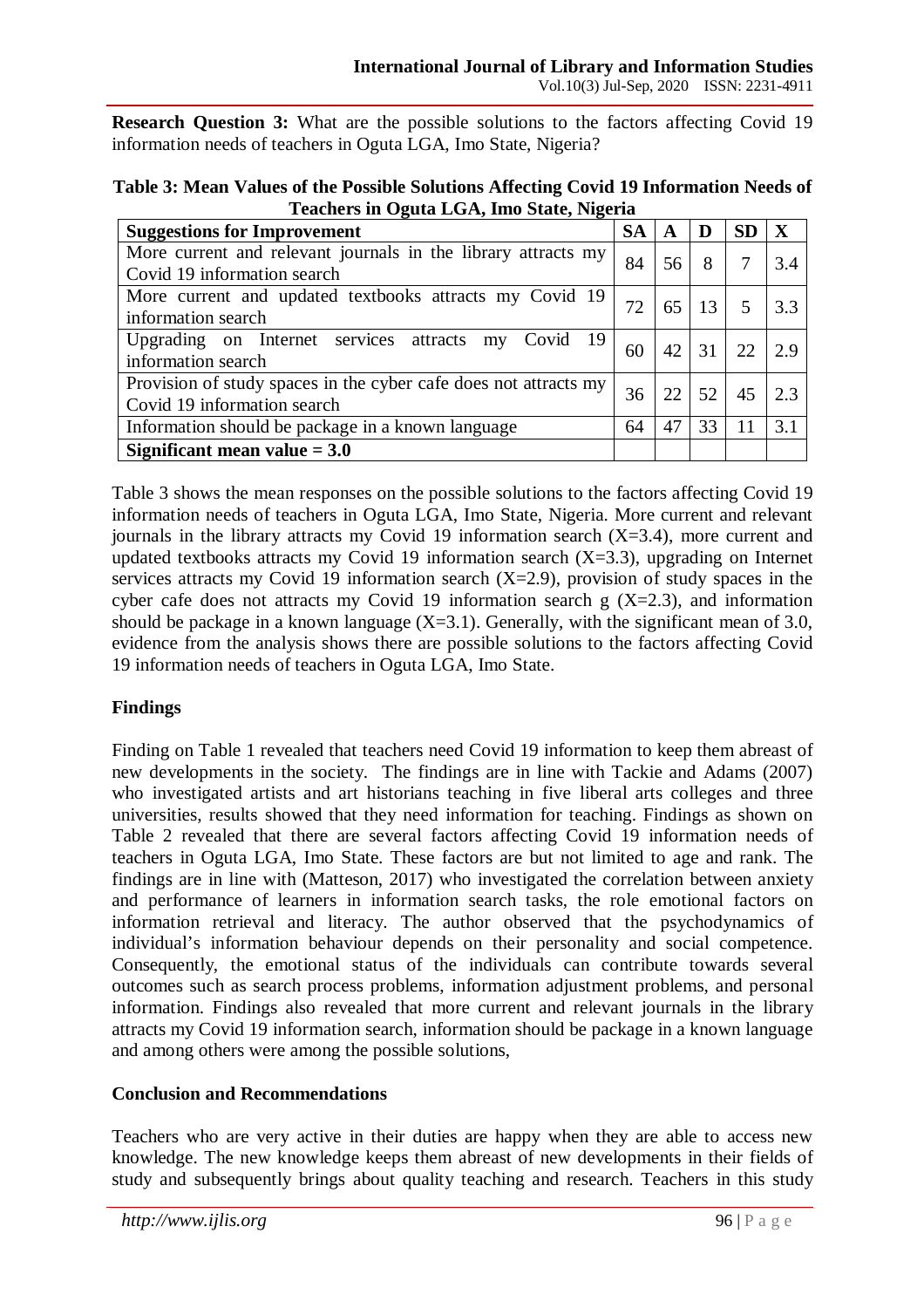**Research Question 3:** What are the possible solutions to the factors affecting Covid 19 information needs of teachers in Oguta LGA, Imo State, Nigeria?

**Table 3: Mean Values of the Possible Solutions Affecting Covid 19 Information Needs of Teachers in Oguta LGA, Imo State, Nigeria**

| Suggestions for Improvement | SA | A | D | SD | X |
|---|---|---|---|---|---|
| More current and relevant journals in the library attracts my Covid 19 information search | 84 | 56 | 8 | 7 | 3.4 |
| More current and updated textbooks attracts my Covid 19 information search | 72 | 65 | 13 | 5 | 3.3 |
| Upgrading on Internet services attracts my Covid 19 information search | 60 | 42 | 31 | 22 | 2.9 |
| Provision of study spaces in the cyber cafe does not attracts my Covid 19 information search | 36 | 22 | 52 | 45 | 2.3 |
| Information should be package in a known language | 64 | 47 | 33 | 11 | 3.1 |
| **Significant mean value = 3.0** | | | | | |

Table 3 shows the mean responses on the possible solutions to the factors affecting Covid 19 information needs of teachers in Oguta LGA, Imo State, Nigeria. More current and relevant journals in the library attracts my Covid 19 information search (X=3.4), more current and updated textbooks attracts my Covid 19 information search (X=3.3), upgrading on Internet services attracts my Covid 19 information search (X=2.9), provision of study spaces in the cyber cafe does not attracts my Covid 19 information search g (X=2.3), and information should be package in a known language (X=3.1). Generally, with the significant mean of 3.0, evidence from the analysis shows there are possible solutions to the factors affecting Covid 19 information needs of teachers in Oguta LGA, Imo State.

## Findings

Finding on Table 1 revealed that teachers need Covid 19 information to keep them abreast of new developments in the society. The findings are in line with Tackie and Adams (2007) who investigated artists and art historians teaching in five liberal arts colleges and three universities, results showed that they need information for teaching. Findings as shown on Table 2 revealed that there are several factors affecting Covid 19 information needs of teachers in Oguta LGA, Imo State. These factors are but not limited to age and rank. The findings are in line with (Matteson, 2017) who investigated the correlation between anxiety and performance of learners in information search tasks, the role emotional factors on information retrieval and literacy. The author observed that the psychodynamics of individual's information behaviour depends on their personality and social competence. Consequently, the emotional status of the individuals can contribute towards several outcomes such as search process problems, information adjustment problems, and personal information. Findings also revealed that more current and relevant journals in the library attracts my Covid 19 information search, information should be package in a known language and among others were among the possible solutions,

## Conclusion and Recommendations

Teachers who are very active in their duties are happy when they are able to access new knowledge. The new knowledge keeps them abreast of new developments in their fields of study and subsequently brings about quality teaching and research. Teachers in this study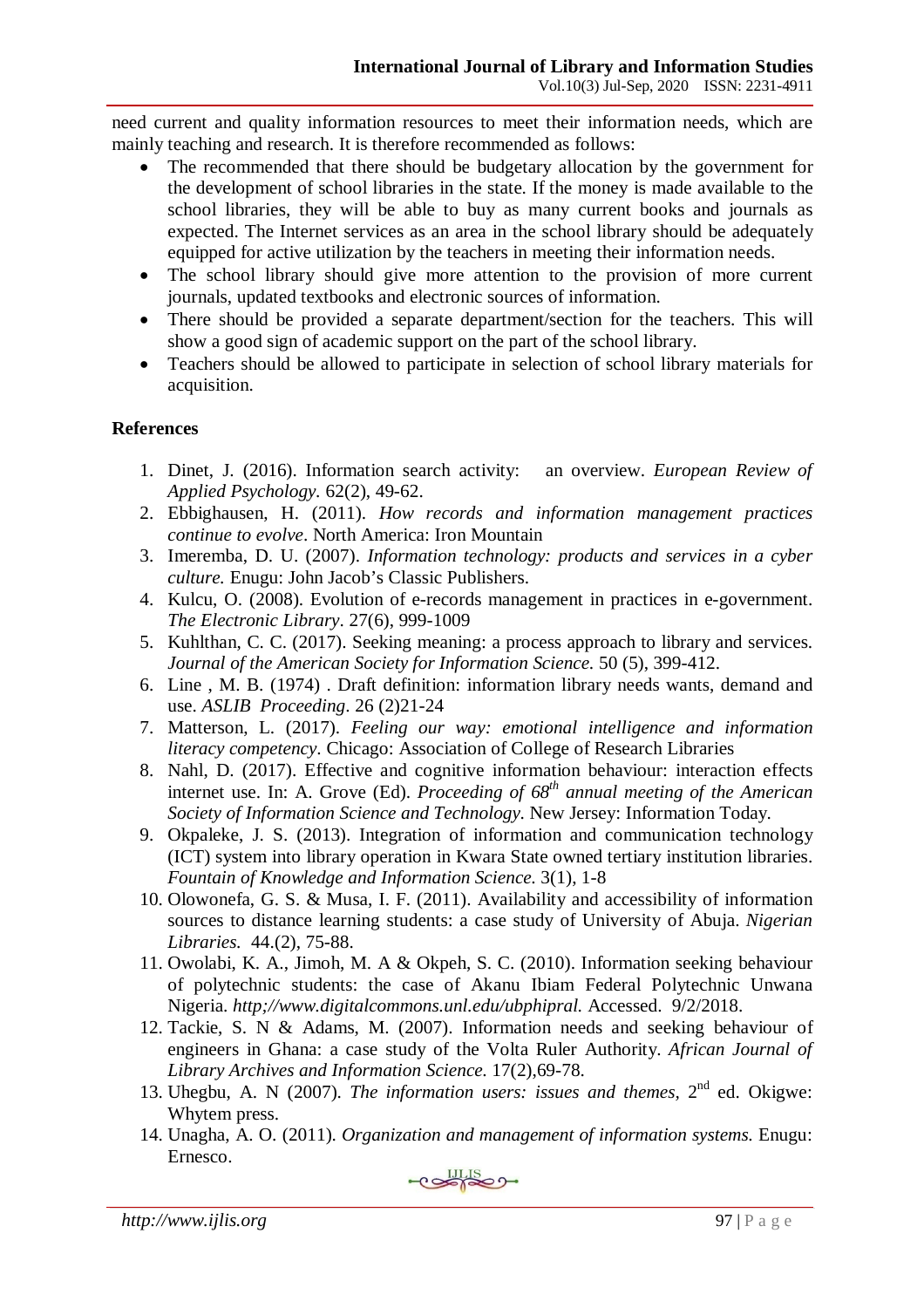need current and quality information resources to meet their information needs, which are mainly teaching and research. It is therefore recommended as follows:

- The recommended that there should be budgetary allocation by the government for the development of school libraries in the state. If the money is made available to the school libraries, they will be able to buy as many current books and journals as expected. The Internet services as an area in the school library should be adequately equipped for active utilization by the teachers in meeting their information needs.
- The school library should give more attention to the provision of more current journals, updated textbooks and electronic sources of information.
- There should be provided a separate department/section for the teachers. This will show a good sign of academic support on the part of the school library.
- Teachers should be allowed to participate in selection of school library materials for acquisition.

## References

1. Dinet, J. (2016). Information search activity: an overview. *European Review of Applied Psychology*. 62(2), 49-62.
2. Ebbighausen, H. (2011). *How records and information management practices continue to evolve*. North America: Iron Mountain
3. Imeremba, D. U. (2007). *Information technology: products and services in a cyber culture.* Enugu: John Jacob's Classic Publishers.
4. Kulcu, O. (2008). Evolution of e-records management in practices in e-government. *The Electronic Library*. 27(6), 999-1009
5. Kuhlthan, C. C. (2017). Seeking meaning: a process approach to library and services. *Journal of the American Society for Information Science.* 50 (5), 399-412.
6. Line , M. B. (1974) . Draft definition: information library needs wants, demand and use. *ASLIB Proceeding*. 26 (2)21-24
7. Matterson, L. (2017). *Feeling our way: emotional intelligence and information literacy competency*. Chicago: Association of College of Research Libraries
8. Nahl, D. (2017). Effective and cognitive information behaviour: interaction effects internet use. In: A. Grove (Ed). *Proceeding of 68th annual meeting of the American Society of Information Science and Technology*. New Jersey: Information Today.
9. Okpaleke, J. S. (2013). Integration of information and communication technology (ICT) system into library operation in Kwara State owned tertiary institution libraries. *Fountain of Knowledge and Information Science.* 3(1), 1-8
10. Olowonefa, G. S. & Musa, I. F. (2011). Availability and accessibility of information sources to distance learning students: a case study of University of Abuja. *Nigerian Libraries.* 44.(2), 75-88.
11. Owolabi, K. A., Jimoh, M. A & Okpeh, S. C. (2010). Information seeking behaviour of polytechnic students: the case of Akanu Ibiam Federal Polytechnic Unwana Nigeria. *http;//www.digitalcommons.unl.edu/ubphipral.* Accessed. 9/2/2018.
12. Tackie, S. N & Adams, M. (2007). Information needs and seeking behaviour of engineers in Ghana: a case study of the Volta Ruler Authority. *African Journal of Library Archives and Information Science.* 17(2),69-78.
13. Uhegbu, A. N (2007). *The information users: issues and themes,* 2nd ed. Okigwe: Whytem press.
14. Unagha, A. O. (2011). *Organization and management of information systems.* Enugu: Ernesco.